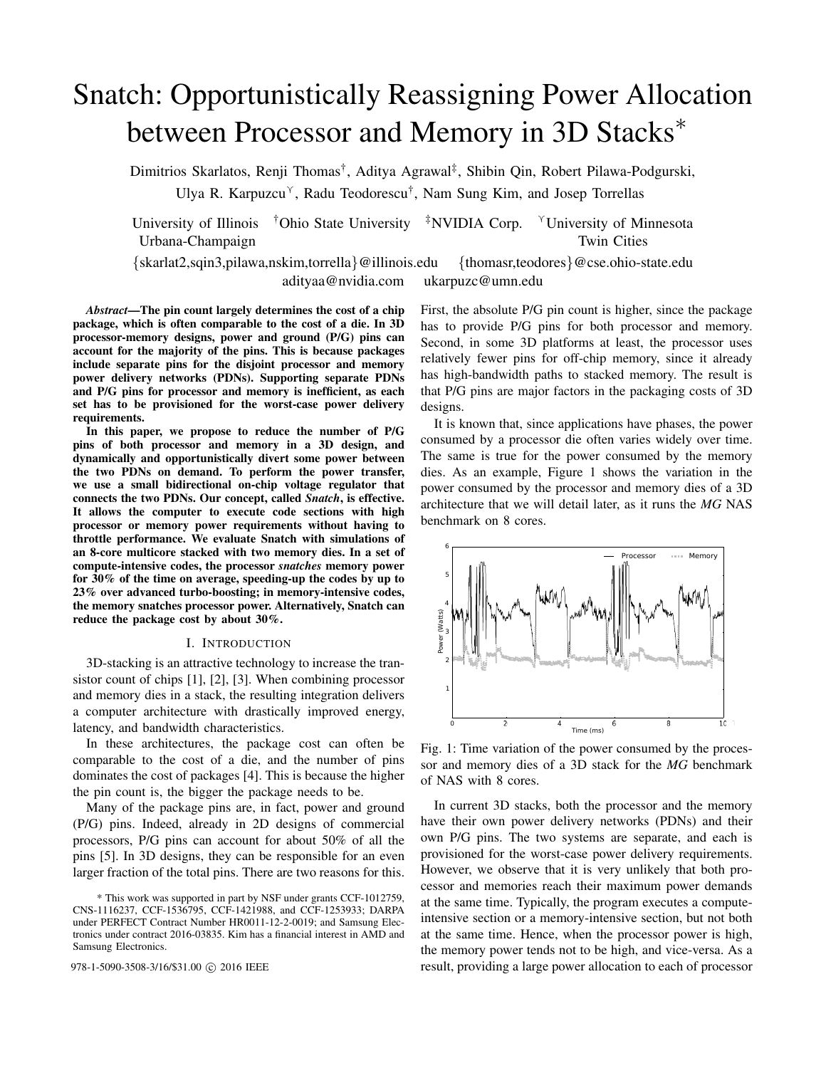# Snatch: Opportunistically Reassigning Power Allocation between Processor and Memory in 3D Stacks*

Dimitrios Skarlatos, Renji Thomas†, Aditya Agrawal‡, Shibin Qin, Robert Pilawa-Podgurski, Ulya R. Karpuzcu⋎, Radu Teodorescu†, Nam Sung Kim, and Josep Torrellas

University of Illinois Urbana-Champaign  †Ohio State University  ‡NVIDIA Corp.  ⋎University of Minnesota Twin Cities

{skarlat2,sqin3,pilawa,nskim,torrella}@illinois.edu  {thomasr,teodores}@cse.ohio-state.edu
adityaa@nvidia.com  ukarpuzc@umn.edu

***Abstract*—The pin count largely determines the cost of a chip package, which is often comparable to the cost of a die. In 3D processor-memory designs, power and ground (P/G) pins can account for the majority of the pins. This is because packages include separate pins for the disjoint processor and memory power delivery networks (PDNs). Supporting separate PDNs and P/G pins for processor and memory is inefficient, as each set has to be provisioned for the worst-case power delivery requirements.**

**In this paper, we propose to reduce the number of P/G pins of both processor and memory in a 3D design, and dynamically and opportunistically divert some power between the two PDNs on demand. To perform the power transfer, we use a small bidirectional on-chip voltage regulator that connects the two PDNs. Our concept, called *Snatch*, is effective. It allows the computer to execute code sections with high processor or memory power requirements without having to throttle performance. We evaluate Snatch with simulations of an 8-core multicore stacked with two memory dies. In a set of compute-intensive codes, the processor *snatches* memory power for 30% of the time on average, speeding-up the codes by up to 23% over advanced turbo-boosting; in memory-intensive codes, the memory snatches processor power. Alternatively, Snatch can reduce the package cost by about 30%.**

## I. Introduction

3D-stacking is an attractive technology to increase the transistor count of chips [1], [2], [3]. When combining processor and memory dies in a stack, the resulting integration delivers a computer architecture with drastically improved energy, latency, and bandwidth characteristics.

In these architectures, the package cost can often be comparable to the cost of a die, and the number of pins dominates the cost of packages [4]. This is because the higher the pin count is, the bigger the package needs to be.

Many of the package pins are, in fact, power and ground (P/G) pins. Indeed, already in 2D designs of commercial processors, P/G pins can account for about 50% of all the pins [5]. In 3D designs, they can be responsible for an even larger fraction of the total pins. There are two reasons for this. First, the absolute P/G pin count is higher, since the package has to provide P/G pins for both processor and memory. Second, in some 3D platforms at least, the processor uses relatively fewer pins for off-chip memory, since it already has high-bandwidth paths to stacked memory. The result is that P/G pins are major factors in the packaging costs of 3D designs.

It is known that, since applications have phases, the power consumed by a processor die often varies widely over time. The same is true for the power consumed by the memory dies. As an example, Figure 1 shows the variation in the power consumed by the processor and memory dies of a 3D architecture that we will detail later, as it runs the *MG* NAS benchmark on 8 cores.

Fig. 1: Time variation of the power consumed by the processor and memory dies of a 3D stack for the *MG* benchmark of NAS with 8 cores.

In current 3D stacks, both the processor and the memory have their own power delivery networks (PDNs) and their own P/G pins. The two systems are separate, and each is provisioned for the worst-case power delivery requirements. However, we observe that it is very unlikely that both processor and memories reach their maximum power demands at the same time. Typically, the program executes a compute-intensive section or a memory-intensive section, but not both at the same time. Hence, when the processor power is high, the memory power tends not to be high, and vice-versa. As a result, providing a large power allocation to each of processor

* This work was supported in part by NSF under grants CCF-1012759, CNS-1116237, CCF-1536795, CCF-1421988, and CCF-1253933; DARPA under PERFECT Contract Number HR0011-12-2-0019; and Samsung Electronics under contract 2016-03835. Kim has a financial interest in AMD and Samsung Electronics.

978-1-5090-3508-3/16/$31.00 © 2016 IEEE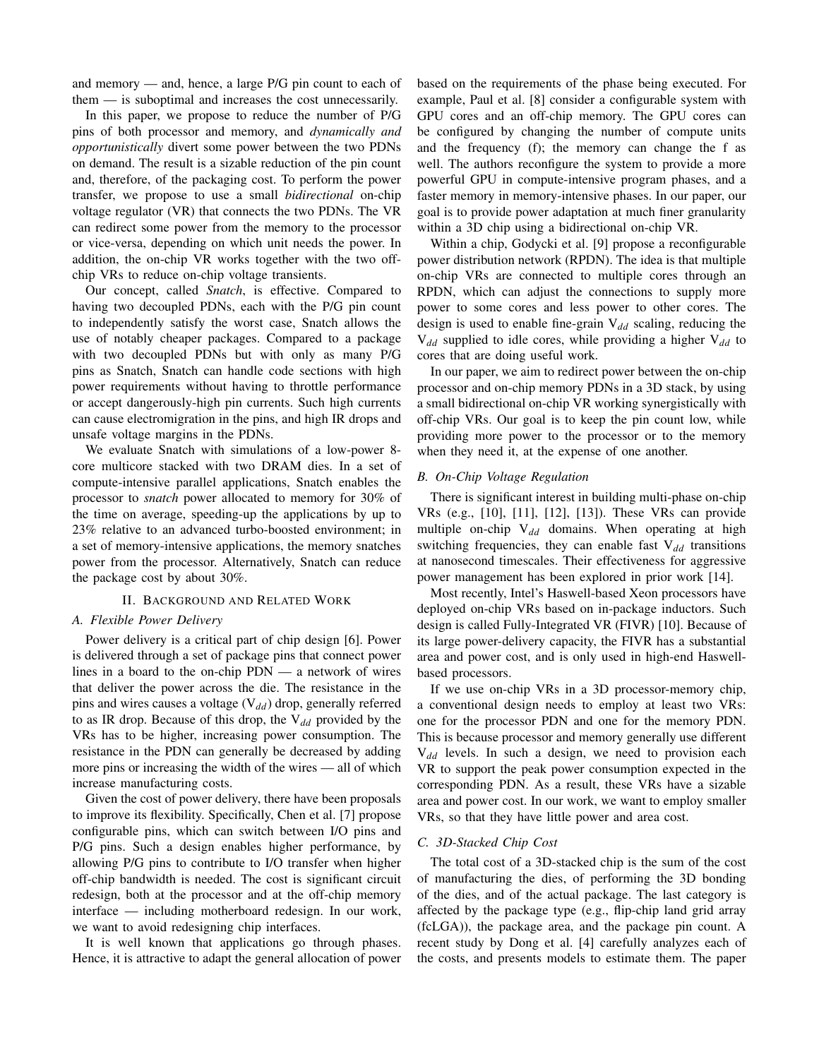and memory — and, hence, a large P/G pin count to each of them — is suboptimal and increases the cost unnecessarily.

In this paper, we propose to reduce the number of P/G pins of both processor and memory, and *dynamically and opportunistically* divert some power between the two PDNs on demand. The result is a sizable reduction of the pin count and, therefore, of the packaging cost. To perform the power transfer, we propose to use a small *bidirectional* on-chip voltage regulator (VR) that connects the two PDNs. The VR can redirect some power from the memory to the processor or vice-versa, depending on which unit needs the power. In addition, the on-chip VR works together with the two off-chip VRs to reduce on-chip voltage transients.

Our concept, called *Snatch*, is effective. Compared to having two decoupled PDNs, each with the P/G pin count to independently satisfy the worst case, Snatch allows the use of notably cheaper packages. Compared to a package with two decoupled PDNs but with only as many P/G pins as Snatch, Snatch can handle code sections with high power requirements without having to throttle performance or accept dangerously-high pin currents. Such high currents can cause electromigration in the pins, and high IR drops and unsafe voltage margins in the PDNs.

We evaluate Snatch with simulations of a low-power 8-core multicore stacked with two DRAM dies. In a set of compute-intensive parallel applications, Snatch enables the processor to *snatch* power allocated to memory for 30% of the time on average, speeding-up the applications by up to 23% relative to an advanced turbo-boosted environment; in a set of memory-intensive applications, the memory snatches power from the processor. Alternatively, Snatch can reduce the package cost by about 30%.

## II. Background and Related Work

### A. Flexible Power Delivery

Power delivery is a critical part of chip design [6]. Power is delivered through a set of package pins that connect power lines in a board to the on-chip PDN — a network of wires that deliver the power across the die. The resistance in the pins and wires causes a voltage ($V_{dd}$) drop, generally referred to as IR drop. Because of this drop, the $V_{dd}$ provided by the VRs has to be higher, increasing power consumption. The resistance in the PDN can generally be decreased by adding more pins or increasing the width of the wires — all of which increase manufacturing costs.

Given the cost of power delivery, there have been proposals to improve its flexibility. Specifically, Chen et al. [7] propose configurable pins, which can switch between I/O pins and P/G pins. Such a design enables higher performance, by allowing P/G pins to contribute to I/O transfer when higher off-chip bandwidth is needed. The cost is significant circuit redesign, both at the processor and at the off-chip memory interface — including motherboard redesign. In our work, we want to avoid redesigning chip interfaces.

It is well known that applications go through phases. Hence, it is attractive to adapt the general allocation of power based on the requirements of the phase being executed. For example, Paul et al. [8] consider a configurable system with GPU cores and an off-chip memory. The GPU cores can be configured by changing the number of compute units and the frequency (f); the memory can change the f as well. The authors reconfigure the system to provide a more powerful GPU in compute-intensive program phases, and a faster memory in memory-intensive phases. In our paper, our goal is to provide power adaptation at much finer granularity within a 3D chip using a bidirectional on-chip VR.

Within a chip, Godycki et al. [9] propose a reconfigurable power distribution network (RPDN). The idea is that multiple on-chip VRs are connected to multiple cores through an RPDN, which can adjust the connections to supply more power to some cores and less power to other cores. The design is used to enable fine-grain $V_{dd}$ scaling, reducing the $V_{dd}$ supplied to idle cores, while providing a higher $V_{dd}$ to cores that are doing useful work.

In our paper, we aim to redirect power between the on-chip processor and on-chip memory PDNs in a 3D stack, by using a small bidirectional on-chip VR working synergistically with off-chip VRs. Our goal is to keep the pin count low, while providing more power to the processor or to the memory when they need it, at the expense of one another.

### B. On-Chip Voltage Regulation

There is significant interest in building multi-phase on-chip VRs (e.g., [10], [11], [12], [13]). These VRs can provide multiple on-chip $V_{dd}$ domains. When operating at high switching frequencies, they can enable fast $V_{dd}$ transitions at nanosecond timescales. Their effectiveness for aggressive power management has been explored in prior work [14].

Most recently, Intel's Haswell-based Xeon processors have deployed on-chip VRs based on in-package inductors. Such design is called Fully-Integrated VR (FIVR) [10]. Because of its large power-delivery capacity, the FIVR has a substantial area and power cost, and is only used in high-end Haswell-based processors.

If we use on-chip VRs in a 3D processor-memory chip, a conventional design needs to employ at least two VRs: one for the processor PDN and one for the memory PDN. This is because processor and memory generally use different $V_{dd}$ levels. In such a design, we need to provision each VR to support the peak power consumption expected in the corresponding PDN. As a result, these VRs have a sizable area and power cost. In our work, we want to employ smaller VRs, so that they have little power and area cost.

### C. 3D-Stacked Chip Cost

The total cost of a 3D-stacked chip is the sum of the cost of manufacturing the dies, of performing the 3D bonding of the dies, and of the actual package. The last category is affected by the package type (e.g., flip-chip land grid array (fcLGA)), the package area, and the package pin count. A recent study by Dong et al. [4] carefully analyzes each of the costs, and presents models to estimate them. The paper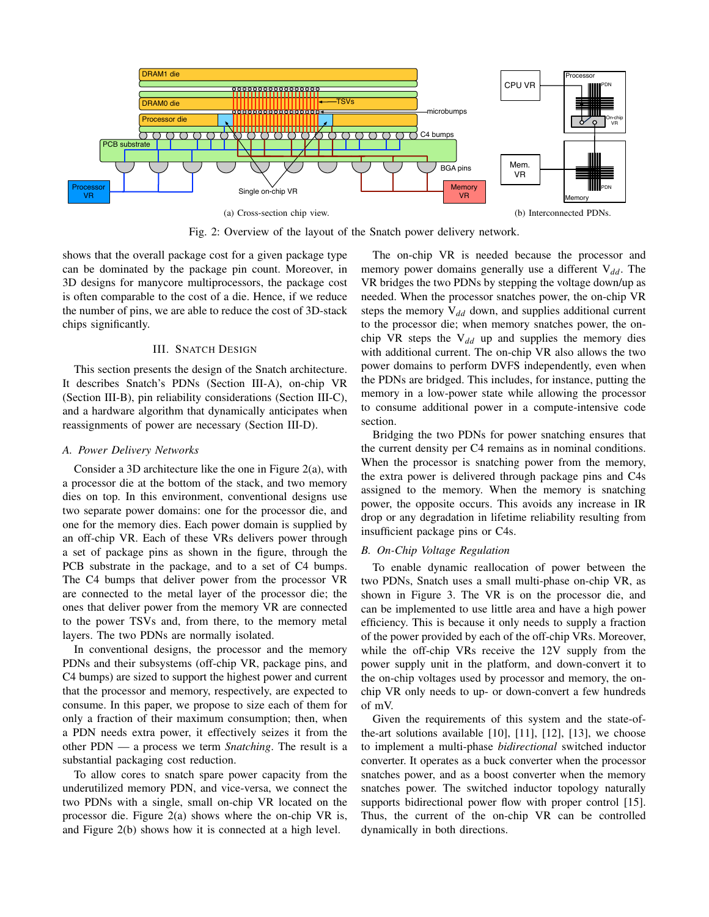(a) Cross-section chip view.

(b) Interconnected PDNs.

Fig. 2: Overview of the layout of the Snatch power delivery network.

shows that the overall package cost for a given package type can be dominated by the package pin count. Moreover, in 3D designs for manycore multiprocessors, the package cost is often comparable to the cost of a die. Hence, if we reduce the number of pins, we are able to reduce the cost of 3D-stack chips significantly.

## III. Snatch Design

This section presents the design of the Snatch architecture. It describes Snatch's PDNs (Section III-A), on-chip VR (Section III-B), pin reliability considerations (Section III-C), and a hardware algorithm that dynamically anticipates when reassignments of power are necessary (Section III-D).

### A. Power Delivery Networks

Consider a 3D architecture like the one in Figure 2(a), with a processor die at the bottom of the stack, and two memory dies on top. In this environment, conventional designs use two separate power domains: one for the processor die, and one for the memory dies. Each power domain is supplied by an off-chip VR. Each of these VRs delivers power through a set of package pins as shown in the figure, through the PCB substrate in the package, and to a set of C4 bumps. The C4 bumps that deliver power from the processor VR are connected to the metal layer of the processor die; the ones that deliver power from the memory VR are connected to the power TSVs and, from there, to the memory metal layers. The two PDNs are normally isolated.

In conventional designs, the processor and the memory PDNs and their subsystems (off-chip VR, package pins, and C4 bumps) are sized to support the highest power and current that the processor and memory, respectively, are expected to consume. In this paper, we propose to size each of them for only a fraction of their maximum consumption; then, when a PDN needs extra power, it effectively seizes it from the other PDN — a process we term *Snatching*. The result is a substantial packaging cost reduction.

To allow cores to snatch spare power capacity from the underutilized memory PDN, and vice-versa, we connect the two PDNs with a single, small on-chip VR located on the processor die. Figure 2(a) shows where the on-chip VR is, and Figure 2(b) shows how it is connected at a high level.

The on-chip VR is needed because the processor and memory power domains generally use a different $V_{dd}$. The VR bridges the two PDNs by stepping the voltage down/up as needed. When the processor snatches power, the on-chip VR steps the memory $V_{dd}$ down, and supplies additional current to the processor die; when memory snatches power, the on-chip VR steps the $V_{dd}$ up and supplies the memory dies with additional current. The on-chip VR also allows the two power domains to perform DVFS independently, even when the PDNs are bridged. This includes, for instance, putting the memory in a low-power state while allowing the processor to consume additional power in a compute-intensive code section.

Bridging the two PDNs for power snatching ensures that the current density per C4 remains as in nominal conditions. When the processor is snatching power from the memory, the extra power is delivered through package pins and C4s assigned to the memory. When the memory is snatching power, the opposite occurs. This avoids any increase in IR drop or any degradation in lifetime reliability resulting from insufficient package pins or C4s.

### B. On-Chip Voltage Regulation

To enable dynamic reallocation of power between the two PDNs, Snatch uses a small multi-phase on-chip VR, as shown in Figure 3. The VR is on the processor die, and can be implemented to use little area and have a high power efficiency. This is because it only needs to supply a fraction of the power provided by each of the off-chip VRs. Moreover, while the off-chip VRs receive the 12V supply from the power supply unit in the platform, and down-convert it to the on-chip voltages used by processor and memory, the on-chip VR only needs to up- or down-convert a few hundreds of mV.

Given the requirements of this system and the state-of-the-art solutions available [10], [11], [12], [13], we choose to implement a multi-phase *bidirectional* switched inductor converter. It operates as a buck converter when the processor snatches power, and as a boost converter when the memory snatches power. The switched inductor topology naturally supports bidirectional power flow with proper control [15]. Thus, the current of the on-chip VR can be controlled dynamically in both directions.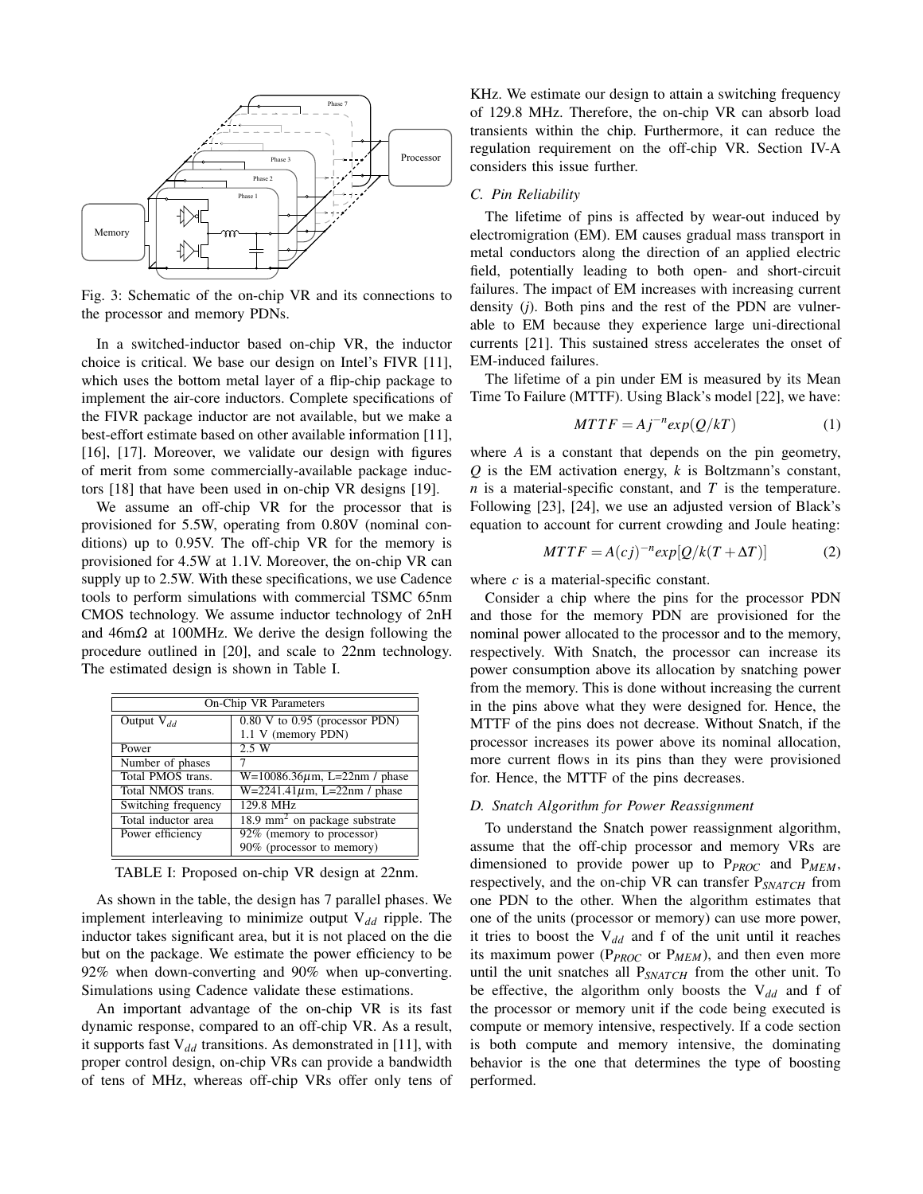Fig. 3: Schematic of the on-chip VR and its connections to the processor and memory PDNs.

In a switched-inductor based on-chip VR, the inductor choice is critical. We base our design on Intel's FIVR [11], which uses the bottom metal layer of a flip-chip package to implement the air-core inductors. Complete specifications of the FIVR package inductor are not available, but we make a best-effort estimate based on other available information [11], [16], [17]. Moreover, we validate our design with figures of merit from some commercially-available package inductors [18] that have been used in on-chip VR designs [19].

We assume an off-chip VR for the processor that is provisioned for 5.5W, operating from 0.80V (nominal conditions) up to 0.95V. The off-chip VR for the memory is provisioned for 4.5W at 1.1V. Moreover, the on-chip VR can supply up to 2.5W. With these specifications, we use Cadence tools to perform simulations with commercial TSMC 65nm CMOS technology. We assume inductor technology of 2nH and 46m$\Omega$ at 100MHz. We derive the design following the procedure outlined in [20], and scale to 22nm technology. The estimated design is shown in Table I.

| On-Chip VR Parameters | |
|---|---|
| Output $V_{dd}$ | 0.80 V to 0.95 (processor PDN)<br>1.1 V (memory PDN) |
| Power | 2.5 W |
| Number of phases | 7 |
| Total PMOS trans. | W=10086.36$\mu$m, L=22nm / phase |
| Total NMOS trans. | W=2241.41$\mu$m, L=22nm / phase |
| Switching frequency | 129.8 MHz |
| Total inductor area | 18.9 mm$^2$ on package substrate |
| Power efficiency | 92% (memory to processor)<br>90% (processor to memory) |

TABLE I: Proposed on-chip VR design at 22nm.

As shown in the table, the design has 7 parallel phases. We implement interleaving to minimize output $V_{dd}$ ripple. The inductor takes significant area, but it is not placed on the die but on the package. We estimate the power efficiency to be 92% when down-converting and 90% when up-converting. Simulations using Cadence validate these estimations.

An important advantage of the on-chip VR is its fast dynamic response, compared to an off-chip VR. As a result, it supports fast $V_{dd}$ transitions. As demonstrated in [11], with proper control design, on-chip VRs can provide a bandwidth of tens of MHz, whereas off-chip VRs offer only tens of KHz. We estimate our design to attain a switching frequency of 129.8 MHz. Therefore, the on-chip VR can absorb load transients within the chip. Furthermore, it can reduce the regulation requirement on the off-chip VR. Section IV-A considers this issue further.

### C. Pin Reliability

The lifetime of pins is affected by wear-out induced by electromigration (EM). EM causes gradual mass transport in metal conductors along the direction of an applied electric field, potentially leading to both open- and short-circuit failures. The impact of EM increases with increasing current density ($j$). Both pins and the rest of the PDN are vulnerable to EM because they experience large uni-directional currents [21]. This sustained stress accelerates the onset of EM-induced failures.

The lifetime of a pin under EM is measured by its Mean Time To Failure (MTTF). Using Black's model [22], we have:

$$MTTF = Aj^{-n}exp(Q/kT) \tag{1}$$

where $A$ is a constant that depends on the pin geometry, $Q$ is the EM activation energy, $k$ is Boltzmann's constant, $n$ is a material-specific constant, and $T$ is the temperature. Following [23], [24], we use an adjusted version of Black's equation to account for current crowding and Joule heating:

$$MTTF = A(cj)^{-n}exp[Q/k(T+\Delta T)] \tag{2}$$

where $c$ is a material-specific constant.

Consider a chip where the pins for the processor PDN and those for the memory PDN are provisioned for the nominal power allocated to the processor and to the memory, respectively. With Snatch, the processor can increase its power consumption above its allocation by snatching power from the memory. This is done without increasing the current in the pins above what they were designed for. Hence, the MTTF of the pins does not decrease. Without Snatch, if the processor increases its power above its nominal allocation, more current flows in its pins than they were provisioned for. Hence, the MTTF of the pins decreases.

### D. Snatch Algorithm for Power Reassignment

To understand the Snatch power reassignment algorithm, assume that the off-chip processor and memory VRs are dimensioned to provide power up to $P_{PROC}$ and $P_{MEM}$, respectively, and the on-chip VR can transfer $P_{SNATCH}$ from one PDN to the other. When the algorithm estimates that one of the units (processor or memory) can use more power, it tries to boost the $V_{dd}$ and f of the unit until it reaches its maximum power ($P_{PROC}$ or $P_{MEM}$), and then even more until the unit snatches all $P_{SNATCH}$ from the other unit. To be effective, the algorithm only boosts the $V_{dd}$ and f of the processor or memory unit if the code being executed is compute or memory intensive, respectively. If a code section is both compute and memory intensive, the dominating behavior is the one that determines the type of boosting performed.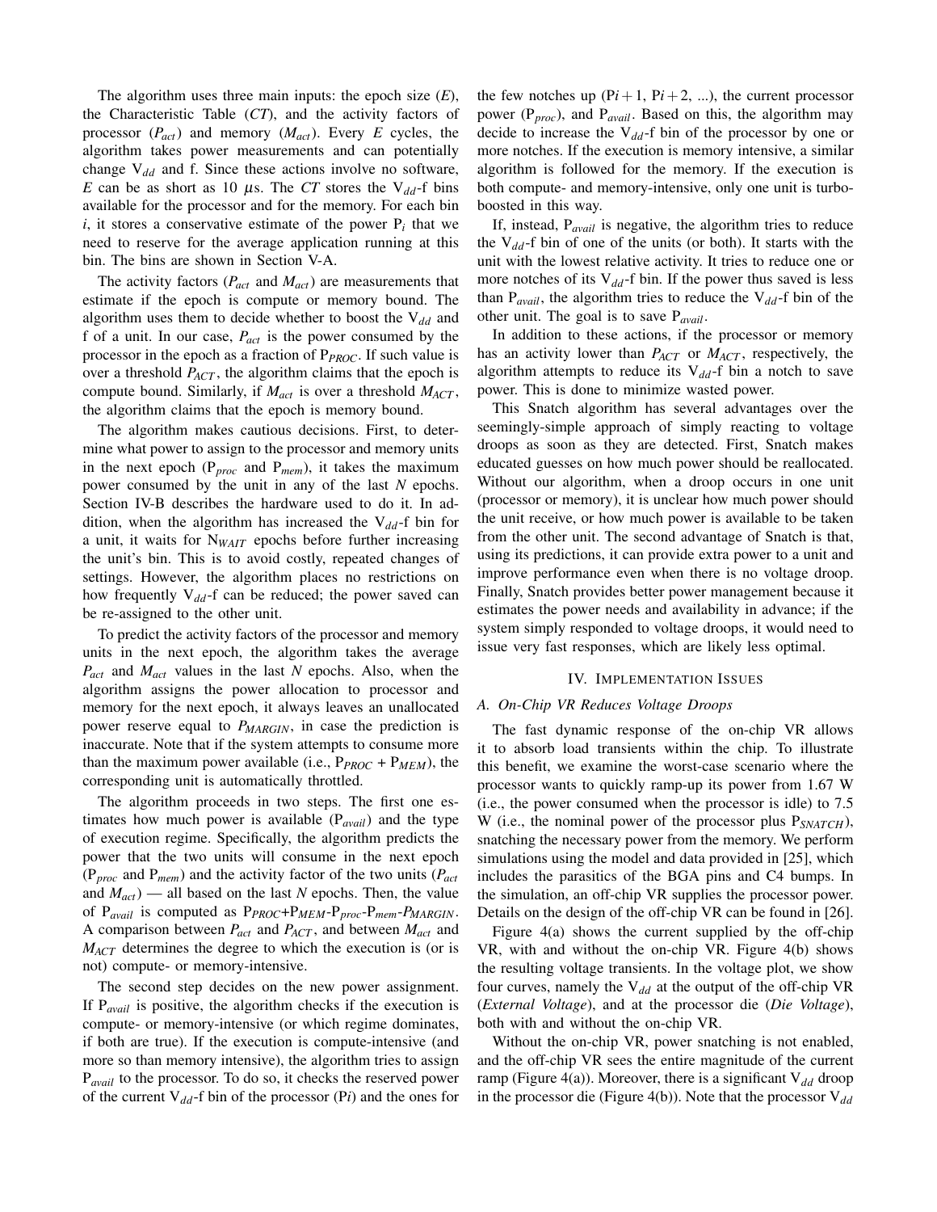The algorithm uses three main inputs: the epoch size ($E$), the Characteristic Table ($CT$), and the activity factors of processor ($P_{act}$) and memory ($M_{act}$). Every $E$ cycles, the algorithm takes power measurements and can potentially change $V_{dd}$ and f. Since these actions involve no software, $E$ can be as short as 10 $\mu$s. The $CT$ stores the $V_{dd}$-f bins available for the processor and for the memory. For each bin $i$, it stores a conservative estimate of the power $P_i$ that we need to reserve for the average application running at this bin. The bins are shown in Section V-A.

The activity factors ($P_{act}$ and $M_{act}$) are measurements that estimate if the epoch is compute or memory bound. The algorithm uses them to decide whether to boost the $V_{dd}$ and f of a unit. In our case, $P_{act}$ is the power consumed by the processor in the epoch as a fraction of $P_{PROC}$. If such value is over a threshold $P_{ACT}$, the algorithm claims that the epoch is compute bound. Similarly, if $M_{act}$ is over a threshold $M_{ACT}$, the algorithm claims that the epoch is memory bound.

The algorithm makes cautious decisions. First, to determine what power to assign to the processor and memory units in the next epoch ($P_{proc}$ and $P_{mem}$), it takes the maximum power consumed by the unit in any of the last $N$ epochs. Section IV-B describes the hardware used to do it. In addition, when the algorithm has increased the $V_{dd}$-f bin for a unit, it waits for $N_{WAIT}$ epochs before further increasing the unit's bin. This is to avoid costly, repeated changes of settings. However, the algorithm places no restrictions on how frequently $V_{dd}$-f can be reduced; the power saved can be re-assigned to the other unit.

To predict the activity factors of the processor and memory units in the next epoch, the algorithm takes the average $P_{act}$ and $M_{act}$ values in the last $N$ epochs. Also, when the algorithm assigns the power allocation to processor and memory for the next epoch, it always leaves an unallocated power reserve equal to $P_{MARGIN}$, in case the prediction is inaccurate. Note that if the system attempts to consume more than the maximum power available (i.e., $P_{PROC}$ + $P_{MEM}$), the corresponding unit is automatically throttled.

The algorithm proceeds in two steps. The first one estimates how much power is available ($P_{avail}$) and the type of execution regime. Specifically, the algorithm predicts the power that the two units will consume in the next epoch ($P_{proc}$ and $P_{mem}$) and the activity factor of the two units ($P_{act}$ and $M_{act}$) — all based on the last $N$ epochs. Then, the value of $P_{avail}$ is computed as $P_{PROC}+P_{MEM}-P_{proc}-P_{mem}-P_{MARGIN}$. A comparison between $P_{act}$ and $P_{ACT}$, and between $M_{act}$ and $M_{ACT}$ determines the degree to which the execution is (or is not) compute- or memory-intensive.

The second step decides on the new power assignment. If $P_{avail}$ is positive, the algorithm checks if the execution is compute- or memory-intensive (or which regime dominates, if both are true). If the execution is compute-intensive (and more so than memory intensive), the algorithm tries to assign $P_{avail}$ to the processor. To do so, it checks the reserved power of the current $V_{dd}$-f bin of the processor ($Pi$) and the ones for the few notches up ($Pi+1$, $Pi+2$, ...), the current processor power ($P_{proc}$), and $P_{avail}$. Based on this, the algorithm may decide to increase the $V_{dd}$-f bin of the processor by one or more notches. If the execution is memory intensive, a similar algorithm is followed for the memory. If the execution is both compute- and memory-intensive, only one unit is turbo-boosted in this way.

If, instead, $P_{avail}$ is negative, the algorithm tries to reduce the $V_{dd}$-f bin of one of the units (or both). It starts with the unit with the lowest relative activity. It tries to reduce one or more notches of its $V_{dd}$-f bin. If the power thus saved is less than $P_{avail}$, the algorithm tries to reduce the $V_{dd}$-f bin of the other unit. The goal is to save $P_{avail}$.

In addition to these actions, if the processor or memory has an activity lower than $P_{ACT}$ or $M_{ACT}$, respectively, the algorithm attempts to reduce its $V_{dd}$-f bin a notch to save power. This is done to minimize wasted power.

This Snatch algorithm has several advantages over the seemingly-simple approach of simply reacting to voltage droops as soon as they are detected. First, Snatch makes educated guesses on how much power should be reallocated. Without our algorithm, when a droop occurs in one unit (processor or memory), it is unclear how much power should the unit receive, or how much power is available to be taken from the other unit. The second advantage of Snatch is that, using its predictions, it can provide extra power to a unit and improve performance even when there is no voltage droop. Finally, Snatch provides better power management because it estimates the power needs and availability in advance; if the system simply responded to voltage droops, it would need to issue very fast responses, which are likely less optimal.

## IV. Implementation Issues

### A. On-Chip VR Reduces Voltage Droops

The fast dynamic response of the on-chip VR allows it to absorb load transients within the chip. To illustrate this benefit, we examine the worst-case scenario where the processor wants to quickly ramp-up its power from 1.67 W (i.e., the power consumed when the processor is idle) to 7.5 W (i.e., the nominal power of the processor plus $P_{SNATCH}$), snatching the necessary power from the memory. We perform simulations using the model and data provided in [25], which includes the parasitics of the BGA pins and C4 bumps. In the simulation, an off-chip VR supplies the processor power. Details on the design of the off-chip VR can be found in [26].

Figure 4(a) shows the current supplied by the off-chip VR, with and without the on-chip VR. Figure 4(b) shows the resulting voltage transients. In the voltage plot, we show four curves, namely the $V_{dd}$ at the output of the off-chip VR (*External Voltage*), and at the processor die (*Die Voltage*), both with and without the on-chip VR.

Without the on-chip VR, power snatching is not enabled, and the off-chip VR sees the entire magnitude of the current ramp (Figure 4(a)). Moreover, there is a significant $V_{dd}$ droop in the processor die (Figure 4(b)). Note that the processor $V_{dd}$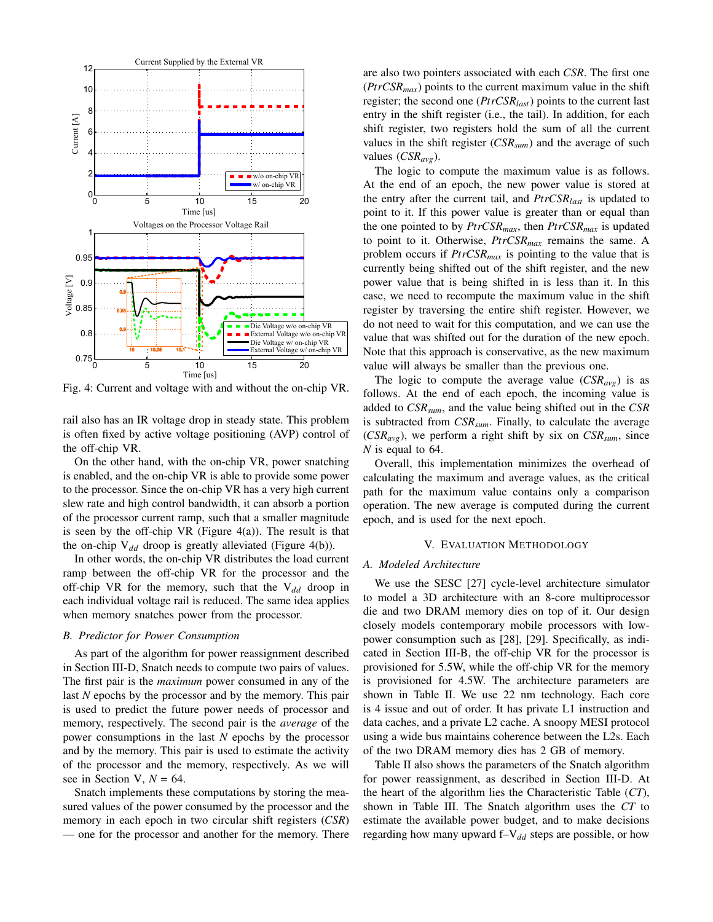Fig. 4: Current and voltage with and without the on-chip VR.

rail also has an IR voltage drop in steady state. This problem is often fixed by active voltage positioning (AVP) control of the off-chip VR.

On the other hand, with the on-chip VR, power snatching is enabled, and the on-chip VR is able to provide some power to the processor. Since the on-chip VR has a very high current slew rate and high control bandwidth, it can absorb a portion of the processor current ramp, such that a smaller magnitude is seen by the off-chip VR (Figure 4(a)). The result is that the on-chip $V_{dd}$ droop is greatly alleviated (Figure 4(b)).

In other words, the on-chip VR distributes the load current ramp between the off-chip VR for the processor and the off-chip VR for the memory, such that the $V_{dd}$ droop in each individual voltage rail is reduced. The same idea applies when memory snatches power from the processor.

### B. Predictor for Power Consumption

As part of the algorithm for power reassignment described in Section III-D, Snatch needs to compute two pairs of values. The first pair is the *maximum* power consumed in any of the last $N$ epochs by the processor and by the memory. This pair is used to predict the future power needs of processor and memory, respectively. The second pair is the *average* of the power consumptions in the last $N$ epochs by the processor and by the memory. This pair is used to estimate the activity of the processor and the memory, respectively. As we will see in Section V, $N$ = 64.

Snatch implements these computations by storing the measured values of the power consumed by the processor and the memory in each epoch in two circular shift registers (*CSR*) — one for the processor and another for the memory. There are also two pointers associated with each *CSR*. The first one ($PtrCSR_{max}$) points to the current maximum value in the shift register; the second one ($PtrCSR_{last}$) points to the current last entry in the shift register (i.e., the tail). In addition, for each shift register, two registers hold the sum of all the current values in the shift register ($CSR_{sum}$) and the average of such values ($CSR_{avg}$).

The logic to compute the maximum value is as follows. At the end of an epoch, the new power value is stored at the entry after the current tail, and $PtrCSR_{last}$ is updated to point to it. If this power value is greater than or equal than the one pointed to by $PtrCSR_{max}$, then $PtrCSR_{max}$ is updated to point to it. Otherwise, $PtrCSR_{max}$ remains the same. A problem occurs if $PtrCSR_{max}$ is pointing to the value that is currently being shifted out of the shift register, and the new power value that is being shifted in is less than it. In this case, we need to recompute the maximum value in the shift register by traversing the entire shift register. However, we do not need to wait for this computation, and we can use the value that was shifted out for the duration of the new epoch. Note that this approach is conservative, as the new maximum value will always be smaller than the previous one.

The logic to compute the average value ($CSR_{avg}$) is as follows. At the end of each epoch, the incoming value is added to $CSR_{sum}$, and the value being shifted out in the *CSR* is subtracted from $CSR_{sum}$. Finally, to calculate the average ($CSR_{avg}$), we perform a right shift by six on $CSR_{sum}$, since $N$ is equal to 64.

Overall, this implementation minimizes the overhead of calculating the maximum and average values, as the critical path for the maximum value contains only a comparison operation. The new average is computed during the current epoch, and is used for the next epoch.

## V. Evaluation Methodology

### A. Modeled Architecture

We use the SESC [27] cycle-level architecture simulator to model a 3D architecture with an 8-core multiprocessor die and two DRAM memory dies on top of it. Our design closely models contemporary mobile processors with low-power consumption such as [28], [29]. Specifically, as indicated in Section III-B, the off-chip VR for the processor is provisioned for 5.5W, while the off-chip VR for the memory is provisioned for 4.5W. The architecture parameters are shown in Table II. We use 22 nm technology. Each core is 4 issue and out of order. It has private L1 instruction and data caches, and a private L2 cache. A snoopy MESI protocol using a wide bus maintains coherence between the L2s. Each of the two DRAM memory dies has 2 GB of memory.

Table II also shows the parameters of the Snatch algorithm for power reassignment, as described in Section III-D. At the heart of the algorithm lies the Characteristic Table (*CT*), shown in Table III. The Snatch algorithm uses the *CT* to estimate the available power budget, and to make decisions regarding how many upward f–$V_{dd}$ steps are possible, or how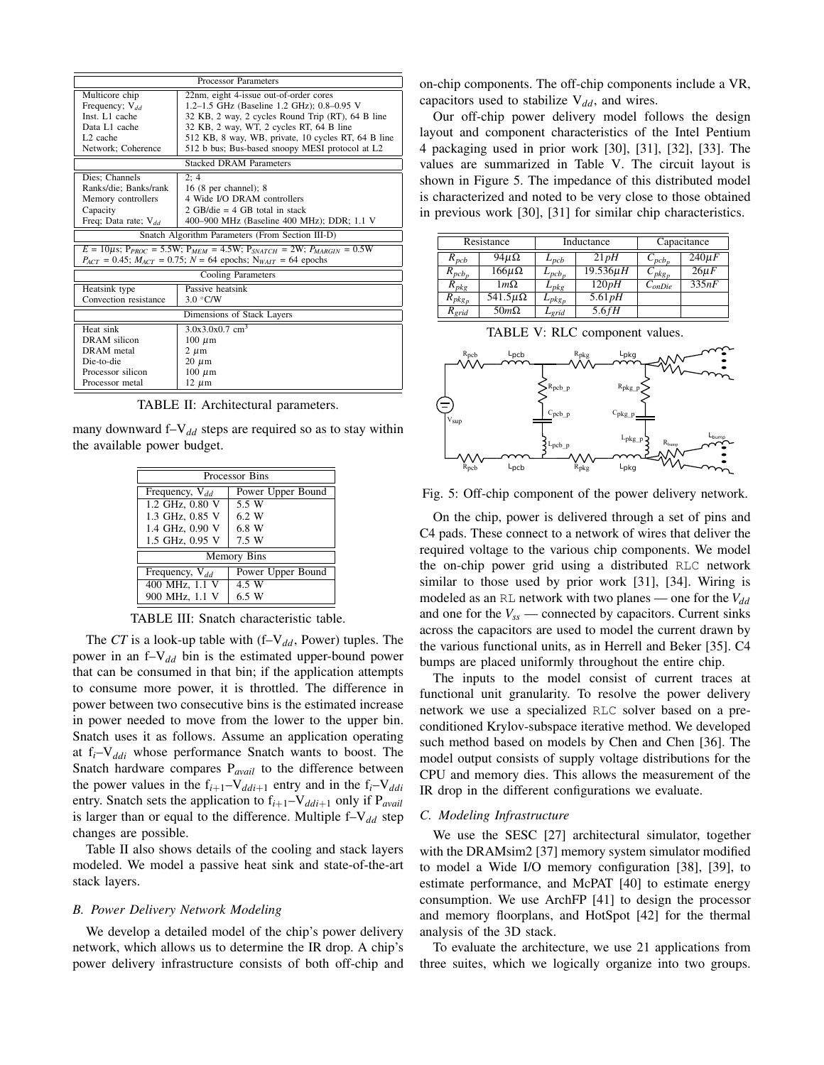| Processor Parameters | |
|---|---|
| Multicore chip | 22nm, eight 4-issue out-of-order cores |
| Frequency; $V_{dd}$ | 1.2–1.5 GHz (Baseline 1.2 GHz); 0.8–0.95 V |
| Inst. L1 cache | 32 KB, 2 way, 2 cycles Round Trip (RT), 64 B line |
| Data L1 cache | 32 KB, 2 way, WT, 2 cycles RT, 64 B line |
| L2 cache | 512 KB, 8 way, WB, private, 10 cycles RT, 64 B line |
| Network; Coherence | 512 b bus; Bus-based snoopy MESI protocol at L2 |
| **Stacked DRAM Parameters** | |
| Dies; Channels | 2; 4 |
| Ranks/die; Banks/rank | 16 (8 per channel); 8 |
| Memory controllers | 4 Wide I/O DRAM controllers |
| Capacity | 2 GB/die = 4 GB total in stack |
| Freq; Data rate; $V_{dd}$ | 400–900 MHz (Baseline 400 MHz); DDR; 1.1 V |
| **Snatch Algorithm Parameters (From Section III-D)** | |
| $E$ = 10$\mu$s; $P_{PROC}$ = 5.5W; $P_{MEM}$ = 4.5W; $P_{SNATCH}$ = 2W; $P_{MARGIN}$ = 0.5W; $P_{ACT}$ = 0.45; $M_{ACT}$ = 0.75; $N$ = 64 epochs; $N_{WAIT}$ = 64 epochs | |
| **Cooling Parameters** | |
| Heatsink type | Passive heatsink |
| Convection resistance | 3.0 °C/W |
| **Dimensions of Stack Layers** | |
| Heat sink | 3.0x3.0x0.7 cm$^3$ |
| DRAM silicon | 100 $\mu$m |
| DRAM metal | 2 $\mu$m |
| Die-to-die | 20 $\mu$m |
| Processor silicon | 100 $\mu$m |
| Processor metal | 12 $\mu$m |

TABLE II: Architectural parameters.

many downward f–$V_{dd}$ steps are required so as to stay within the available power budget.

| Processor Bins | |
|---|---|
| Frequency, $V_{dd}$ | Power Upper Bound |
| 1.2 GHz, 0.80 V | 5.5 W |
| 1.3 GHz, 0.85 V | 6.2 W |
| 1.4 GHz, 0.90 V | 6.8 W |
| 1.5 GHz, 0.95 V | 7.5 W |
| **Memory Bins** | |
| Frequency, $V_{dd}$ | Power Upper Bound |
| 400 MHz, 1.1 V | 4.5 W |
| 900 MHz, 1.1 V | 6.5 W |

TABLE III: Snatch characteristic table.

The *CT* is a look-up table with (f–$V_{dd}$, Power) tuples. The power in an f–$V_{dd}$ bin is the estimated upper-bound power that can be consumed in that bin; if the application attempts to consume more power, it is throttled. The difference in power between two consecutive bins is the estimated increase in power needed to move from the lower to the upper bin. Snatch uses it as follows. Assume an application operating at $f_i$–$V_{ddi}$ whose performance Snatch wants to boost. The Snatch hardware compares $P_{avail}$ to the difference between the power values in the $f_{i+1}$–$V_{ddi+1}$ entry and in the $f_i$–$V_{ddi}$ entry. Snatch sets the application to $f_{i+1}$–$V_{ddi+1}$ only if $P_{avail}$ is larger than or equal to the difference. Multiple f–$V_{dd}$ step changes are possible.

Table II also shows details of the cooling and stack layers modeled. We model a passive heat sink and state-of-the-art stack layers.

### *B. Power Delivery Network Modeling*

We develop a detailed model of the chip's power delivery network, which allows us to determine the IR drop. A chip's power delivery infrastructure consists of both off-chip and on-chip components. The off-chip components include a VR, capacitors used to stabilize $V_{dd}$, and wires.

Our off-chip power delivery model follows the design layout and component characteristics of the Intel Pentium 4 packaging used in prior work [30], [31], [32], [33]. The values are summarized in Table V. The circuit layout is shown in Figure 5. The impedance of this distributed model is characterized and noted to be very close to those obtained in previous work [30], [31] for similar chip characteristics.

| Resistance | | Inductance | | Capacitance | |
|---|---|---|---|---|---|
| $R_{pcb}$ | 94$\mu\Omega$ | $L_{pcb}$ | $21pH$ | $C_{pcb_p}$ | $240\mu F$ |
| $R_{pcb_p}$ | 166$\mu\Omega$ | $L_{pcb_p}$ | $19.536\mu H$ | $C_{pkg_p}$ | $26\mu F$ |
| $R_{pkg}$ | 1$m\Omega$ | $L_{pkg}$ | $120pH$ | $C_{onDie}$ | $335nF$ |
| $R_{pkg_p}$ | 541.5$\mu\Omega$ | $L_{pkg_p}$ | $5.61pH$ | | |
| $R_{grid}$ | 50$m\Omega$ | $L_{grid}$ | $5.6fH$ | | |

TABLE V: RLC component values.

Fig. 5: Off-chip component of the power delivery network.

On the chip, power is delivered through a set of pins and C4 pads. These connect to a network of wires that deliver the required voltage to the various chip components. We model the on-chip power grid using a distributed RLC network similar to those used by prior work [31], [34]. Wiring is modeled as an RL network with two planes — one for the $V_{dd}$ and one for the $V_{ss}$ — connected by capacitors. Current sinks across the capacitors are used to model the current drawn by the various functional units, as in Herrell and Beker [35]. C4 bumps are placed uniformly throughout the entire chip.

The inputs to the model consist of current traces at functional unit granularity. To resolve the power delivery network we use a specialized RLC solver based on a pre-conditioned Krylov-subspace iterative method. We developed such method based on models by Chen and Chen [36]. The model output consists of supply voltage distributions for the CPU and memory dies. This allows the measurement of the IR drop in the different configurations we evaluate.

### *C. Modeling Infrastructure*

We use the SESC [27] architectural simulator, together with the DRAMsim2 [37] memory system simulator modified to model a Wide I/O memory configuration [38], [39], to estimate performance, and McPAT [40] to estimate energy consumption. We use ArchFP [41] to design the processor and memory floorplans, and HotSpot [42] for the thermal analysis of the 3D stack.

To evaluate the architecture, we use 21 applications from three suites, which we logically organize into two groups.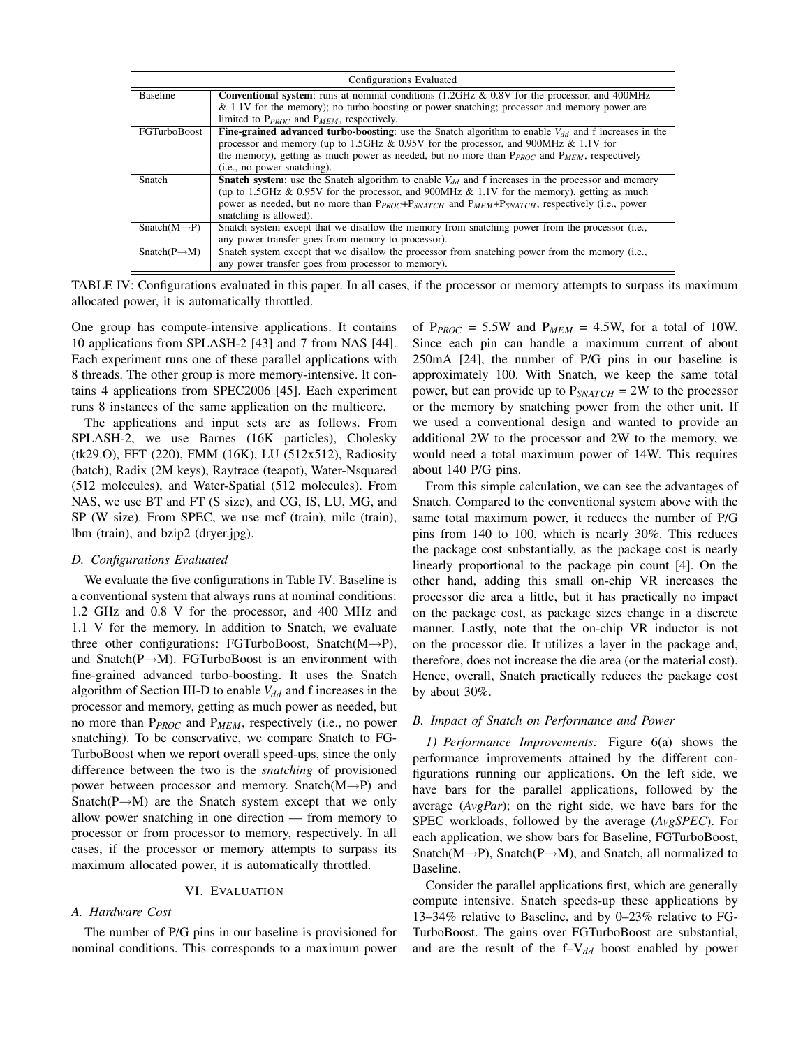| Configurations Evaluated | |
|---|---|
| Baseline | **Conventional system**: runs at nominal conditions (1.2GHz & 0.8V for the processor, and 400MHz & 1.1V for the memory); no turbo-boosting or power snatching; processor and memory power are limited to $P_{PROC}$ and $P_{MEM}$, respectively. |
| FGTurboBoost | **Fine-grained advanced turbo-boosting**: use the Snatch algorithm to enable $V_{dd}$ and f increases in the processor and memory (up to 1.5GHz & 0.95V for the processor, and 900MHz & 1.1V for the memory), getting as much power as needed, but no more than $P_{PROC}$ and $P_{MEM}$, respectively (i.e., no power snatching). |
| Snatch | **Snatch system**: use the Snatch algorithm to enable $V_{dd}$ and f increases in the processor and memory (up to 1.5GHz & 0.95V for the processor, and 900MHz & 1.1V for the memory), getting as much power as needed, but no more than $P_{PROC}$+$P_{SNATCH}$ and $P_{MEM}$+$P_{SNATCH}$, respectively (i.e., power snatching is allowed). |
| Snatch(M→P) | Snatch system except that we disallow the memory from snatching power from the processor (i.e., any power transfer goes from memory to processor). |
| Snatch(P→M) | Snatch system except that we disallow the processor from snatching power from the memory (i.e., any power transfer goes from processor to memory). |

TABLE IV: Configurations evaluated in this paper. In all cases, if the processor or memory attempts to surpass its maximum allocated power, it is automatically throttled.

One group has compute-intensive applications. It contains 10 applications from SPLASH-2 [43] and 7 from NAS [44]. Each experiment runs one of these parallel applications with 8 threads. The other group is more memory-intensive. It contains 4 applications from SPEC2006 [45]. Each experiment runs 8 instances of the same application on the multicore.

The applications and input sets are as follows. From SPLASH-2, we use Barnes (16K particles), Cholesky (tk29.O), FFT (220), FMM (16K), LU (512x512), Radiosity (batch), Radix (2M keys), Raytrace (teapot), Water-Nsquared (512 molecules), and Water-Spatial (512 molecules). From NAS, we use BT and FT (S size), and CG, IS, LU, MG, and SP (W size). From SPEC, we use mcf (train), milc (train), lbm (train), and bzip2 (dryer.jpg).

### D. Configurations Evaluated

We evaluate the five configurations in Table IV. Baseline is a conventional system that always runs at nominal conditions: 1.2 GHz and 0.8 V for the processor, and 400 MHz and 1.1 V for the memory. In addition to Snatch, we evaluate three other configurations: FGTurboBoost, Snatch(M→P), and Snatch(P→M). FGTurboBoost is an environment with fine-grained advanced turbo-boosting. It uses the Snatch algorithm of Section III-D to enable $V_{dd}$ and f increases in the processor and memory, getting as much power as needed, but no more than $P_{PROC}$ and $P_{MEM}$, respectively (i.e., no power snatching). To be conservative, we compare Snatch to FGTurboBoost when we report overall speed-ups, since the only difference between the two is the *snatching* of provisioned power between processor and memory. Snatch(M→P) and Snatch(P→M) are the Snatch system except that we only allow power snatching in one direction — from memory to processor or from processor to memory, respectively. In all cases, if the processor or memory attempts to surpass its maximum allocated power, it is automatically throttled.

## VI. Evaluation

### A. Hardware Cost

The number of P/G pins in our baseline is provisioned for nominal conditions. This corresponds to a maximum power of $P_{PROC}$ = 5.5W and $P_{MEM}$ = 4.5W, for a total of 10W. Since each pin can handle a maximum current of about 250mA [24], the number of P/G pins in our baseline is approximately 100. With Snatch, we keep the same total power, but can provide up to $P_{SNATCH}$ = 2W to the processor or the memory by snatching power from the other unit. If we used a conventional design and wanted to provide an additional 2W to the processor and 2W to the memory, we would need a total maximum power of 14W. This requires about 140 P/G pins.

From this simple calculation, we can see the advantages of Snatch. Compared to the conventional system above with the same total maximum power, it reduces the number of P/G pins from 140 to 100, which is nearly 30%. This reduces the package cost substantially, as the package cost is nearly linearly proportional to the package pin count [4]. On the other hand, adding this small on-chip VR increases the processor die area a little, but it has practically no impact on the package cost, as package sizes change in a discrete manner. Lastly, note that the on-chip VR inductor is not on the processor die. It utilizes a layer in the package and, therefore, does not increase the die area (or the material cost). Hence, overall, Snatch practically reduces the package cost by about 30%.

### B. Impact of Snatch on Performance and Power

*1) Performance Improvements:* Figure 6(a) shows the performance improvements attained by the different configurations running our applications. On the left side, we have bars for the parallel applications, followed by the average (*AvgPar*); on the right side, we have bars for the SPEC workloads, followed by the average (*AvgSPEC*). For each application, we show bars for Baseline, FGTurboBoost, Snatch(M→P), Snatch(P→M), and Snatch, all normalized to Baseline.

Consider the parallel applications first, which are generally compute intensive. Snatch speeds-up these applications by 13–34% relative to Baseline, and by 0–23% relative to FGTurboBoost. The gains over FGTurboBoost are substantial, and are the result of the f–$V_{dd}$ boost enabled by power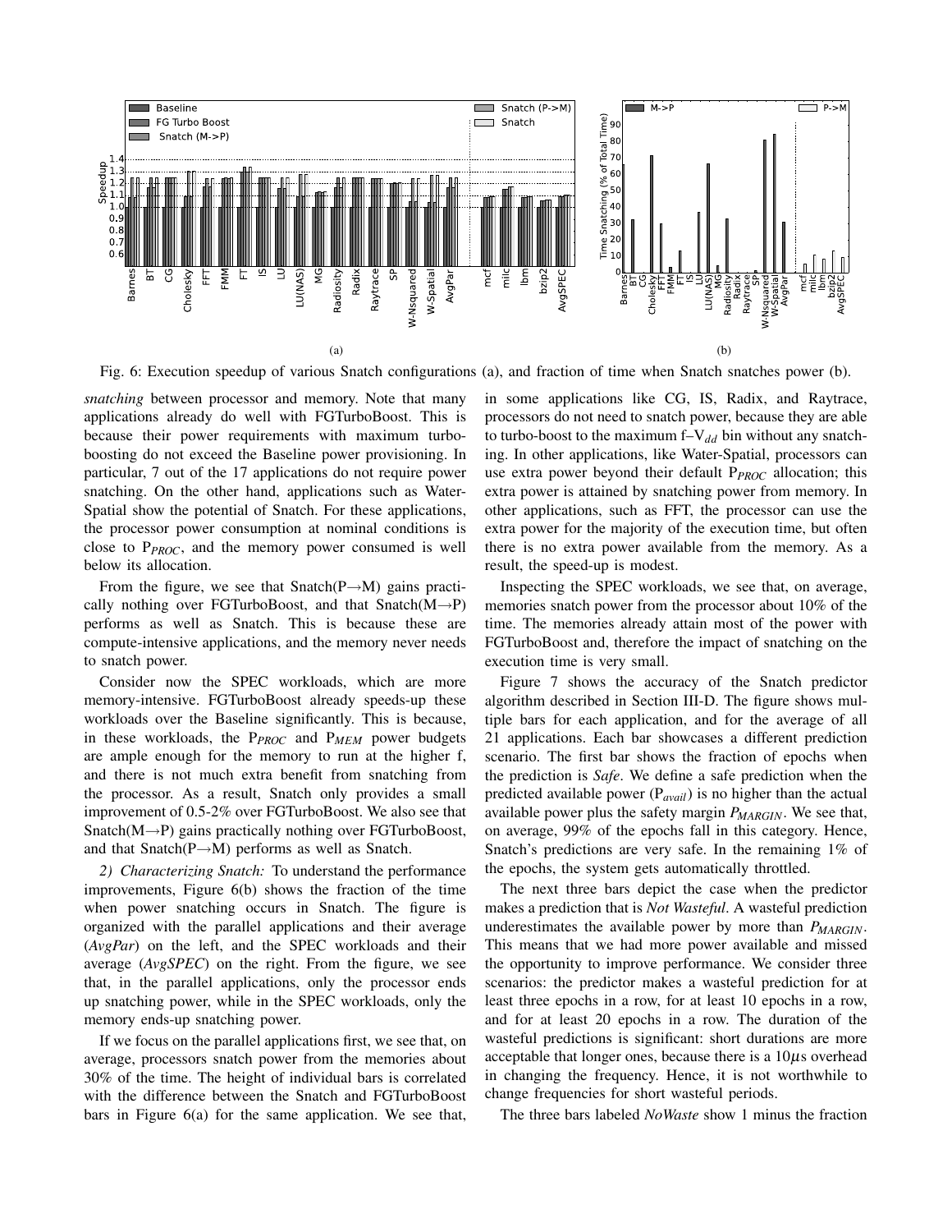Fig. 6: Execution speedup of various Snatch configurations (a), and fraction of time when Snatch snatches power (b).

*snatching* between processor and memory. Note that many applications already do well with FGTurboBoost. This is because their power requirements with maximum turbo-boosting do not exceed the Baseline power provisioning. In particular, 7 out of the 17 applications do not require power snatching. On the other hand, applications such as Water-Spatial show the potential of Snatch. For these applications, the processor power consumption at nominal conditions is close to $P_{PROC}$, and the memory power consumed is well below its allocation.

From the figure, we see that Snatch(P→M) gains practically nothing over FGTurboBoost, and that Snatch(M→P) performs as well as Snatch. This is because these are compute-intensive applications, and the memory never needs to snatch power.

Consider now the SPEC workloads, which are more memory-intensive. FGTurboBoost already speeds-up these workloads over the Baseline significantly. This is because, in these workloads, the $P_{PROC}$ and $P_{MEM}$ power budgets are ample enough for the memory to run at the higher f, and there is not much extra benefit from snatching from the processor. As a result, Snatch only provides a small improvement of 0.5-2% over FGTurboBoost. We also see that Snatch(M→P) gains practically nothing over FGTurboBoost, and that Snatch(P→M) performs as well as Snatch.

*2) Characterizing Snatch:* To understand the performance improvements, Figure 6(b) shows the fraction of the time when power snatching occurs in Snatch. The figure is organized with the parallel applications and their average (*AvgPar*) on the left, and the SPEC workloads and their average (*AvgSPEC*) on the right. From the figure, we see that, in the parallel applications, only the processor ends up snatching power, while in the SPEC workloads, only the memory ends-up snatching power.

If we focus on the parallel applications first, we see that, on average, processors snatch power from the memories about 30% of the time. The height of individual bars is correlated with the difference between the Snatch and FGTurboBoost bars in Figure 6(a) for the same application. We see that, in some applications like CG, IS, Radix, and Raytrace, processors do not need to snatch power, because they are able to turbo-boost to the maximum f–$V_{dd}$ bin without any snatching. In other applications, like Water-Spatial, processors can use extra power beyond their default $P_{PROC}$ allocation; this extra power is attained by snatching power from memory. In other applications, such as FFT, the processor can use the extra power for the majority of the execution time, but often there is no extra power available from the memory. As a result, the speed-up is modest.

Inspecting the SPEC workloads, we see that, on average, memories snatch power from the processor about 10% of the time. The memories already attain most of the power with FGTurboBoost and, therefore the impact of snatching on the execution time is very small.

Figure 7 shows the accuracy of the Snatch predictor algorithm described in Section III-D. The figure shows multiple bars for each application, and for the average of all 21 applications. Each bar showcases a different prediction scenario. The first bar shows the fraction of epochs when the prediction is *Safe*. We define a safe prediction when the predicted available power ($P_{avail}$) is no higher than the actual available power plus the safety margin $P_{MARGIN}$. We see that, on average, 99% of the epochs fall in this category. Hence, Snatch's predictions are very safe. In the remaining 1% of the epochs, the system gets automatically throttled.

The next three bars depict the case when the predictor makes a prediction that is *Not Wasteful*. A wasteful prediction underestimates the available power by more than $P_{MARGIN}$. This means that we had more power available and missed the opportunity to improve performance. We consider three scenarios: the predictor makes a wasteful prediction for at least three epochs in a row, for at least 10 epochs in a row, and for at least 20 epochs in a row. The duration of the wasteful predictions is significant: short durations are more acceptable than longer ones, because there is a $10\mu s$ overhead in changing the frequency. Hence, it is not worthwhile to change frequencies for short wasteful periods.

The three bars labeled *NoWaste* show 1 minus the fraction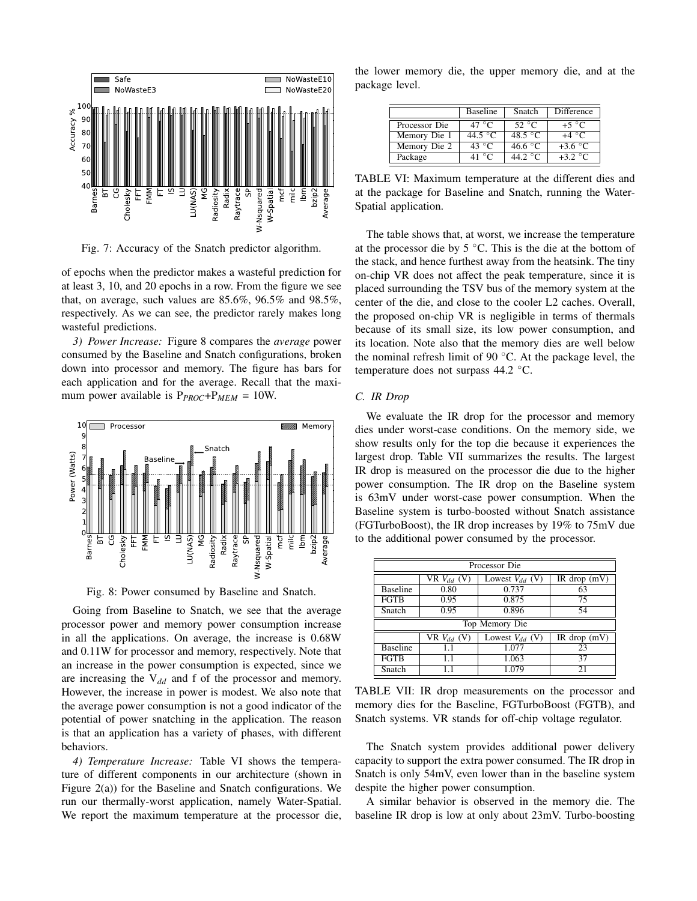Fig. 7: Accuracy of the Snatch predictor algorithm.

of epochs when the predictor makes a wasteful prediction for at least 3, 10, and 20 epochs in a row. From the figure we see that, on average, such values are 85.6%, 96.5% and 98.5%, respectively. As we can see, the predictor rarely makes long wasteful predictions.

*3) Power Increase:* Figure 8 compares the *average* power consumed by the Baseline and Snatch configurations, broken down into processor and memory. The figure has bars for each application and for the average. Recall that the maximum power available is $P_{PROC}$+$P_{MEM}$ = 10W.

Fig. 8: Power consumed by Baseline and Snatch.

Going from Baseline to Snatch, we see that the average processor power and memory power consumption increase in all the applications. On average, the increase is 0.68W and 0.11W for processor and memory, respectively. Note that an increase in the power consumption is expected, since we are increasing the $V_{dd}$ and f of the processor and memory. However, the increase in power is modest. We also note that the average power consumption is not a good indicator of the potential of power snatching in the application. The reason is that an application has a variety of phases, with different behaviors.

*4) Temperature Increase:* Table VI shows the temperature of different components in our architecture (shown in Figure 2(a)) for the Baseline and Snatch configurations. We run our thermally-worst application, namely Water-Spatial. We report the maximum temperature at the processor die, the lower memory die, the upper memory die, and at the package level.

| | Baseline | Snatch | Difference |
|---|---|---|---|
| Processor Die | 47 °C | 52 °C | +5 °C |
| Memory Die 1 | 44.5 °C | 48.5 °C | +4 °C |
| Memory Die 2 | 43 °C | 46.6 °C | +3.6 °C |
| Package | 41 °C | 44.2 °C | +3.2 °C |

TABLE VI: Maximum temperature at the different dies and at the package for Baseline and Snatch, running the Water-Spatial application.

The table shows that, at worst, we increase the temperature at the processor die by 5 °C. This is the die at the bottom of the stack, and hence furthest away from the heatsink. The tiny on-chip VR does not affect the peak temperature, since it is placed surrounding the TSV bus of the memory system at the center of the die, and close to the cooler L2 caches. Overall, the proposed on-chip VR is negligible in terms of thermals because of its small size, its low power consumption, and its location. Note also that the memory dies are well below the nominal refresh limit of 90 °C. At the package level, the temperature does not surpass 44.2 °C.

### C. IR Drop

We evaluate the IR drop for the processor and memory dies under worst-case conditions. On the memory side, we show results only for the top die because it experiences the largest drop. Table VII summarizes the results. The largest IR drop is measured on the processor die due to the higher power consumption. The IR drop on the Baseline system is 63mV under worst-case power consumption. When the Baseline system is turbo-boosted without Snatch assistance (FGTurboBoost), the IR drop increases by 19% to 75mV due to the additional power consumed by the processor.

| Processor Die | | | |
|---|---|---|---|
| | VR $V_{dd}$ (V) | Lowest $V_{dd}$ (V) | IR drop (mV) |
| Baseline | 0.80 | 0.737 | 63 |
| FGTB | 0.95 | 0.875 | 75 |
| Snatch | 0.95 | 0.896 | 54 |
| **Top Memory Die** | | | |
| | VR $V_{dd}$ (V) | Lowest $V_{dd}$ (V) | IR drop (mV) |
| Baseline | 1.1 | 1.077 | 23 |
| FGTB | 1.1 | 1.063 | 37 |
| Snatch | 1.1 | 1.079 | 21 |

TABLE VII: IR drop measurements on the processor and memory dies for the Baseline, FGTurboBoost (FGTB), and Snatch systems. VR stands for off-chip voltage regulator.

The Snatch system provides additional power delivery capacity to support the extra power consumed. The IR drop in Snatch is only 54mV, even lower than in the baseline system despite the higher power consumption.

A similar behavior is observed in the memory die. The baseline IR drop is low at only about 23mV. Turbo-boosting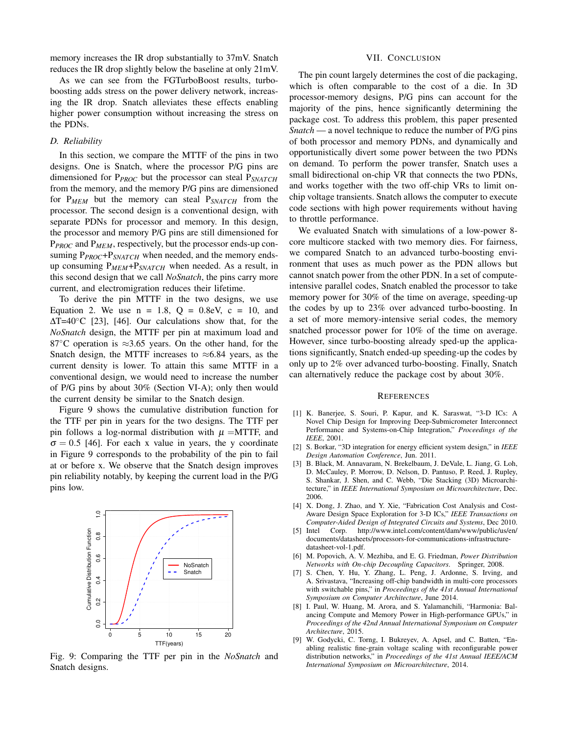memory increases the IR drop substantially to 37mV. Snatch reduces the IR drop slightly below the baseline at only 21mV.

As we can see from the FGTurboBoost results, turbo-boosting adds stress on the power delivery network, increasing the IR drop. Snatch alleviates these effects enabling higher power consumption without increasing the stress on the PDNs.

### D. Reliability

In this section, we compare the MTTF of the pins in two designs. One is Snatch, where the processor P/G pins are dimensioned for $P_{PROC}$ but the processor can steal $P_{SNATCH}$ from the memory, and the memory P/G pins are dimensioned for $P_{MEM}$ but the memory can steal $P_{SNATCH}$ from the processor. The second design is a conventional design, with separate PDNs for processor and memory. In this design, the processor and memory P/G pins are still dimensioned for $P_{PROC}$ and $P_{MEM}$, respectively, but the processor ends-up consuming $P_{PROC}$+$P_{SNATCH}$ when needed, and the memory ends-up consuming $P_{MEM}$+$P_{SNATCH}$ when needed. As a result, in this second design that we call *NoSnatch*, the pins carry more current, and electromigration reduces their lifetime.

To derive the pin MTTF in the two designs, we use Equation 2. We use n = 1.8, Q = 0.8eV, c = 10, and $\Delta$T=40°C [23], [46]. Our calculations show that, for the *NoSnatch* design, the MTTF per pin at maximum load and 87°C operation is ≈3.65 years. On the other hand, for the Snatch design, the MTTF increases to ≈6.84 years, as the current density is lower. To attain this same MTTF in a conventional design, we would need to increase the number of P/G pins by about 30% (Section VI-A); only then would the current density be similar to the Snatch design.

Figure 9 shows the cumulative distribution function for the TTF per pin in years for the two designs. The TTF per pin follows a log-normal distribution with $\mu$ =MTTF, and $\sigma = 0.5$ [46]. For each x value in years, the y coordinate in Figure 9 corresponds to the probability of the pin to fail at or before x. We observe that the Snatch design improves pin reliability notably, by keeping the current load in the P/G pins low.

Fig. 9: Comparing the TTF per pin in the *NoSnatch* and Snatch designs.

## VII. Conclusion

The pin count largely determines the cost of die packaging, which is often comparable to the cost of a die. In 3D processor-memory designs, P/G pins can account for the majority of the pins, hence significantly determining the package cost. To address this problem, this paper presented *Snatch* — a novel technique to reduce the number of P/G pins of both processor and memory PDNs, and dynamically and opportunistically divert some power between the two PDNs on demand. To perform the power transfer, Snatch uses a small bidirectional on-chip VR that connects the two PDNs, and works together with the two off-chip VRs to limit on-chip voltage transients. Snatch allows the computer to execute code sections with high power requirements without having to throttle performance.

We evaluated Snatch with simulations of a low-power 8-core multicore stacked with two memory dies. For fairness, we compared Snatch to an advanced turbo-boosting environment that uses as much power as the PDN allows but cannot snatch power from the other PDN. In a set of compute-intensive parallel codes, Snatch enabled the processor to take memory power for 30% of the time on average, speeding-up the codes by up to 23% over advanced turbo-boosting. In a set of more memory-intensive serial codes, the memory snatched processor power for 10% of the time on average. However, since turbo-boosting already sped-up the applications significantly, Snatch ended-up speeding-up the codes by only up to 2% over advanced turbo-boosting. Finally, Snatch can alternatively reduce the package cost by about 30%.

## References

[1] K. Banerjee, S. Souri, P. Kapur, and K. Saraswat, "3-D ICs: A Novel Chip Design for Improving Deep-Submicrometer Interconnect Performance and Systems-on-Chip Integration," *Proceedings of the IEEE*, 2001.

[2] S. Borkar, "3D integration for energy efficient system design," in *IEEE Design Automation Conference*, Jun. 2011.

[3] B. Black, M. Annavaram, N. Brekelbaum, J. DeVale, L. Jiang, G. Loh, D. McCauley, P. Morrow, D. Nelson, D. Pantuso, P. Reed, J. Rupley, S. Shankar, J. Shen, and C. Webb, "Die Stacking (3D) Microarchitecture," in *IEEE International Symposium on Microarchitecture*, Dec. 2006.

[4] X. Dong, J. Zhao, and Y. Xie, "Fabrication Cost Analysis and Cost-Aware Design Space Exploration for 3-D ICs," *IEEE Transactions on Computer-Aided Design of Integrated Circuits and Systems*, Dec 2010.

[5] Intel Corp. http://www.intel.com/content/dam/www/public/us/en/documents/datasheets/processors-for-communications-infrastructure-datasheet-vol-1.pdf.

[6] M. Popovich, A. V. Mezhiba, and E. G. Friedman, *Power Distribution Networks with On-chip Decoupling Capacitors*. Springer, 2008.

[7] S. Chen, Y. Hu, Y. Zhang, L. Peng, J. Ardonne, S. Irving, and A. Srivastava, "Increasing off-chip bandwidth in multi-core processors with switchable pins," in *Proceedings of the 41st Annual International Symposium on Computer Architecture*, June 2014.

[8] I. Paul, W. Huang, M. Arora, and S. Yalamanchili, "Harmonia: Balancing Compute and Memory Power in High-performance GPUs," in *Proceedings of the 42nd Annual International Symposium on Computer Architecture*, 2015.

[9] W. Godycki, C. Torng, I. Bukreyev, A. Apsel, and C. Batten, "Enabling realistic fine-grain voltage scaling with reconfigurable power distribution networks," in *Proceedings of the 41st Annual IEEE/ACM International Symposium on Microarchitecture*, 2014.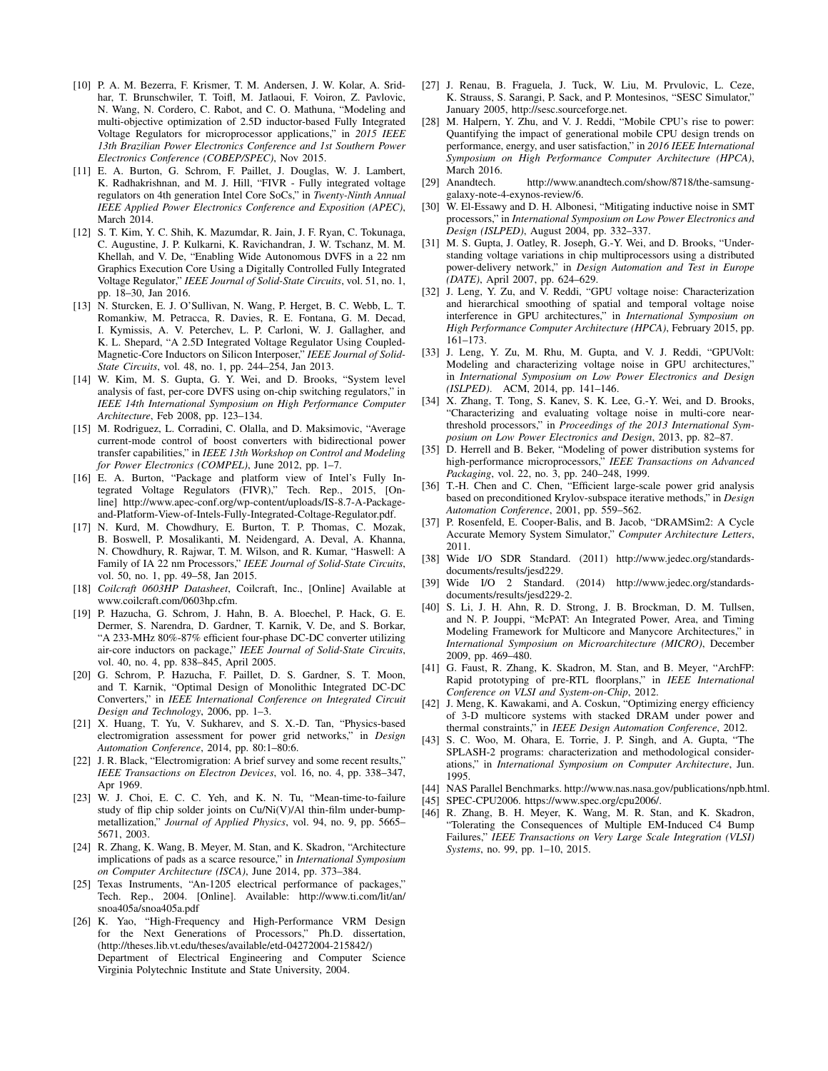[10] P. A. M. Bezerra, F. Krismer, T. M. Andersen, J. W. Kolar, A. Sridhar, T. Brunschwiler, T. Toifl, M. Jatlaoui, F. Voiron, Z. Pavlovic, N. Wang, N. Cordero, C. Rabot, and C. O. Mathuna, "Modeling and multi-objective optimization of 2.5D inductor-based Fully Integrated Voltage Regulators for microprocessor applications," in *2015 IEEE 13th Brazilian Power Electronics Conference and 1st Southern Power Electronics Conference (COBEP/SPEC)*, Nov 2015.

[11] E. A. Burton, G. Schrom, F. Paillet, J. Douglas, W. J. Lambert, K. Radhakrishnan, and M. J. Hill, "FIVR - Fully integrated voltage regulators on 4th generation Intel Core SoCs," in *Twenty-Ninth Annual IEEE Applied Power Electronics Conference and Exposition (APEC)*, March 2014.

[12] S. T. Kim, Y. C. Shih, K. Mazumdar, R. Jain, J. F. Ryan, C. Tokunaga, C. Augustine, J. P. Kulkarni, K. Ravichandran, J. W. Tschanz, M. M. Khellah, and V. De, "Enabling Wide Autonomous DVFS in a 22 nm Graphics Execution Core Using a Digitally Controlled Fully Integrated Voltage Regulator," *IEEE Journal of Solid-State Circuits*, vol. 51, no. 1, pp. 18–30, Jan 2016.

[13] N. Sturcken, E. J. O'Sullivan, N. Wang, P. Herget, B. C. Webb, L. T. Romankiw, M. Petracca, R. Davies, R. E. Fontana, G. M. Decad, I. Kymissis, A. V. Peterchev, L. P. Carloni, W. J. Gallagher, and K. L. Shepard, "A 2.5D Integrated Voltage Regulator Using Coupled-Magnetic-Core Inductors on Silicon Interposer," *IEEE Journal of Solid-State Circuits*, vol. 48, no. 1, pp. 244–254, Jan 2013.

[14] W. Kim, M. S. Gupta, G. Y. Wei, and D. Brooks, "System level analysis of fast, per-core DVFS using on-chip switching regulators," in *IEEE 14th International Symposium on High Performance Computer Architecture*, Feb 2008, pp. 123–134.

[15] M. Rodriguez, L. Corradini, C. Olalla, and D. Maksimovic, "Average current-mode control of boost converters with bidirectional power transfer capabilities," in *IEEE 13th Workshop on Control and Modeling for Power Electronics (COMPEL)*, June 2012, pp. 1–7.

[16] E. A. Burton, "Package and platform view of Intel's Fully Integrated Voltage Regulators (FIVR)," Tech. Rep., 2015, [Online] http://www.apec-conf.org/wp-content/uploads/IS-8.7-A-Package-and-Platform-View-of-Intels-Fully-Integrated-Coltage-Regulator.pdf.

[17] N. Kurd, M. Chowdhury, E. Burton, T. P. Thomas, C. Mozak, B. Boswell, P. Mosalikanti, M. Neidengard, A. Deval, A. Khanna, N. Chowdhury, R. Rajwar, T. M. Wilson, and R. Kumar, "Haswell: A Family of IA 22 nm Processors," *IEEE Journal of Solid-State Circuits*, vol. 50, no. 1, pp. 49–58, Jan 2015.

[18] *Coilcraft 0603HP Datasheet*, Coilcraft, Inc., [Online] Available at www.coilcraft.com/0603hp.cfm.

[19] P. Hazucha, G. Schrom, J. Hahn, B. A. Bloechel, P. Hack, G. E. Dermer, S. Narendra, D. Gardner, T. Karnik, V. De, and S. Borkar, "A 233-MHz 80%-87% efficient four-phase DC-DC converter utilizing air-core inductors on package," *IEEE Journal of Solid-State Circuits*, vol. 40, no. 4, pp. 838–845, April 2005.

[20] G. Schrom, P. Hazucha, F. Paillet, D. S. Gardner, S. T. Moon, and T. Karnik, "Optimal Design of Monolithic Integrated DC-DC Converters," in *IEEE International Conference on Integrated Circuit Design and Technology*, 2006, pp. 1–3.

[21] X. Huang, T. Yu, V. Sukharev, and S. X.-D. Tan, "Physics-based electromigration assessment for power grid networks," in *Design Automation Conference*, 2014, pp. 80:1–80:6.

[22] J. R. Black, "Electromigration: A brief survey and some recent results," *IEEE Transactions on Electron Devices*, vol. 16, no. 4, pp. 338–347, Apr 1969.

[23] W. J. Choi, E. C. C. Yeh, and K. N. Tu, "Mean-time-to-failure study of flip chip solder joints on Cu/Ni(V)/Al thin-film under-bump-metallization," *Journal of Applied Physics*, vol. 94, no. 9, pp. 5665–5671, 2003.

[24] R. Zhang, K. Wang, B. Meyer, M. Stan, and K. Skadron, "Architecture implications of pads as a scarce resource," in *International Symposium on Computer Architecture (ISCA)*, June 2014, pp. 373–384.

[25] Texas Instruments, "An-1205 electrical performance of packages," Tech. Rep., 2004. [Online]. Available: http://www.ti.com/lit/an/snoa405a/snoa405a.pdf

[26] K. Yao, "High-Frequency and High-Performance VRM Design for the Next Generations of Processors," Ph.D. dissertation, (http://theses.lib.vt.edu/theses/available/etd-04272004-215842/) Department of Electrical Engineering and Computer Science Virginia Polytechnic Institute and State University, 2004.

[27] J. Renau, B. Fraguela, J. Tuck, W. Liu, M. Prvulovic, L. Ceze, K. Strauss, S. Sarangi, P. Sack, and P. Montesinos, "SESC Simulator," January 2005, http://sesc.sourceforge.net.

[28] M. Halpern, Y. Zhu, and V. J. Reddi, "Mobile CPU's rise to power: Quantifying the impact of generational mobile CPU design trends on performance, energy, and user satisfaction," in *2016 IEEE International Symposium on High Performance Computer Architecture (HPCA)*, March 2016.

[29] Anandtech. http://www.anandtech.com/show/8718/the-samsung-galaxy-note-4-exynos-review/6.

[30] W. El-Essawy and D. H. Albonesi, "Mitigating inductive noise in SMT processors," in *International Symposium on Low Power Electronics and Design (ISLPED)*, August 2004, pp. 332–337.

[31] M. S. Gupta, J. Oatley, R. Joseph, G.-Y. Wei, and D. Brooks, "Understanding voltage variations in chip multiprocessors using a distributed power-delivery network," in *Design Automation and Test in Europe (DATE)*, April 2007, pp. 624–629.

[32] J. Leng, Y. Zu, and V. Reddi, "GPU voltage noise: Characterization and hierarchical smoothing of spatial and temporal voltage noise interference in GPU architectures," in *International Symposium on High Performance Computer Architecture (HPCA)*, February 2015, pp. 161–173.

[33] J. Leng, Y. Zu, M. Rhu, M. Gupta, and V. J. Reddi, "GPUVolt: Modeling and characterizing voltage noise in GPU architectures," in *International Symposium on Low Power Electronics and Design (ISLPED)*. ACM, 2014, pp. 141–146.

[34] X. Zhang, T. Tong, S. Kanev, S. K. Lee, G.-Y. Wei, and D. Brooks, "Characterizing and evaluating voltage noise in multi-core near-threshold processors," in *Proceedings of the 2013 International Symposium on Low Power Electronics and Design*, 2013, pp. 82–87.

[35] D. Herrell and B. Beker, "Modeling of power distribution systems for high-performance microprocessors," *IEEE Transactions on Advanced Packaging*, vol. 22, no. 3, pp. 240–248, 1999.

[36] T.-H. Chen and C. Chen, "Efficient large-scale power grid analysis based on preconditioned Krylov-subspace iterative methods," in *Design Automation Conference*, 2001, pp. 559–562.

[37] P. Rosenfeld, E. Cooper-Balis, and B. Jacob, "DRAMSim2: A Cycle Accurate Memory System Simulator," *Computer Architecture Letters*, 2011.

[38] Wide I/O SDR Standard. (2011) http://www.jedec.org/standards-documents/results/jesd229.

[39] Wide I/O 2 Standard. (2014) http://www.jedec.org/standards-documents/results/jesd229-2.

[40] S. Li, J. H. Ahn, R. D. Strong, J. B. Brockman, D. M. Tullsen, and N. P. Jouppi, "McPAT: An Integrated Power, Area, and Timing Modeling Framework for Multicore and Manycore Architectures," in *International Symposium on Microarchitecture (MICRO)*, December 2009, pp. 469–480.

[41] G. Faust, R. Zhang, K. Skadron, M. Stan, and B. Meyer, "ArchFP: Rapid prototyping of pre-RTL floorplans," in *IEEE International Conference on VLSI and System-on-Chip*, 2012.

[42] J. Meng, K. Kawakami, and A. Coskun, "Optimizing energy efficiency of 3-D multicore systems with stacked DRAM under power and thermal constraints," in *IEEE Design Automation Conference*, 2012.

[43] S. C. Woo, M. Ohara, E. Torrie, J. P. Singh, and A. Gupta, "The SPLASH-2 programs: characterization and methodological considerations," in *International Symposium on Computer Architecture*, Jun. 1995.

[44] NAS Parallel Benchmarks. http://www.nas.nasa.gov/publications/npb.html.

[45] SPEC-CPU2006. https://www.spec.org/cpu2006/.

[46] R. Zhang, B. H. Meyer, K. Wang, M. R. Stan, and K. Skadron, "Tolerating the Consequences of Multiple EM-Induced C4 Bump Failures," *IEEE Transactions on Very Large Scale Integration (VLSI) Systems*, no. 99, pp. 1–10, 2015.